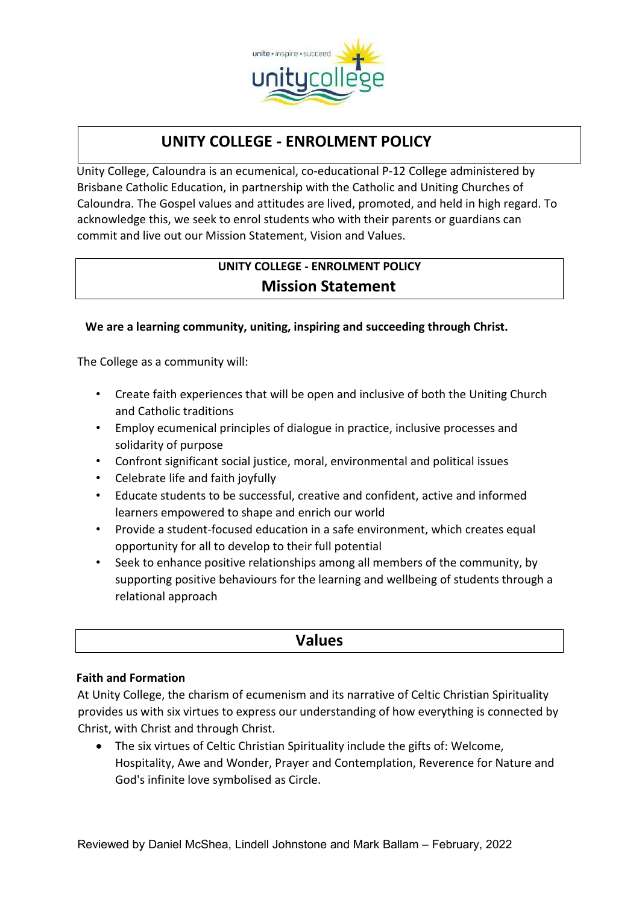# UNITY COLLEGE - ENROLMENT POLICY

Unity College, Caloundra is an ecumenical, co-educational P-12 College administered by Brisbane Catholic Education, in partnership with the Catholic and Uniting Churches of Caloundra. The Gospel values and attitudes are lived, promoted, and held in high regard. To acknowledge this, we seek to enrol students who with their parents or guardians can commit and live out our Mission Statement, Vision and Values.

## UNITY COLLEGE - ENROLMENT POLICY
## Mission Statement

**We are a learning community, uniting, inspiring and succeeding through Christ.**

The College as a community will:

- Create faith experiences that will be open and inclusive of both the Uniting Church and Catholic traditions
- Employ ecumenical principles of dialogue in practice, inclusive processes and solidarity of purpose
- Confront significant social justice, moral, environmental and political issues
- Celebrate life and faith joyfully
- Educate students to be successful, creative and confident, active and informed learners empowered to shape and enrich our world
- Provide a student-focused education in a safe environment, which creates equal opportunity for all to develop to their full potential
- Seek to enhance positive relationships among all members of the community, by supporting positive behaviours for the learning and wellbeing of students through a relational approach

## Values

**Faith and Formation**

At Unity College, the charism of ecumenism and its narrative of Celtic Christian Spirituality provides us with six virtues to express our understanding of how everything is connected by Christ, with Christ and through Christ.

- The six virtues of Celtic Christian Spirituality include the gifts of: Welcome, Hospitality, Awe and Wonder, Prayer and Contemplation, Reverence for Nature and God's infinite love symbolised as Circle.

Reviewed by Daniel McShea, Lindell Johnstone and Mark Ballam – February, 2022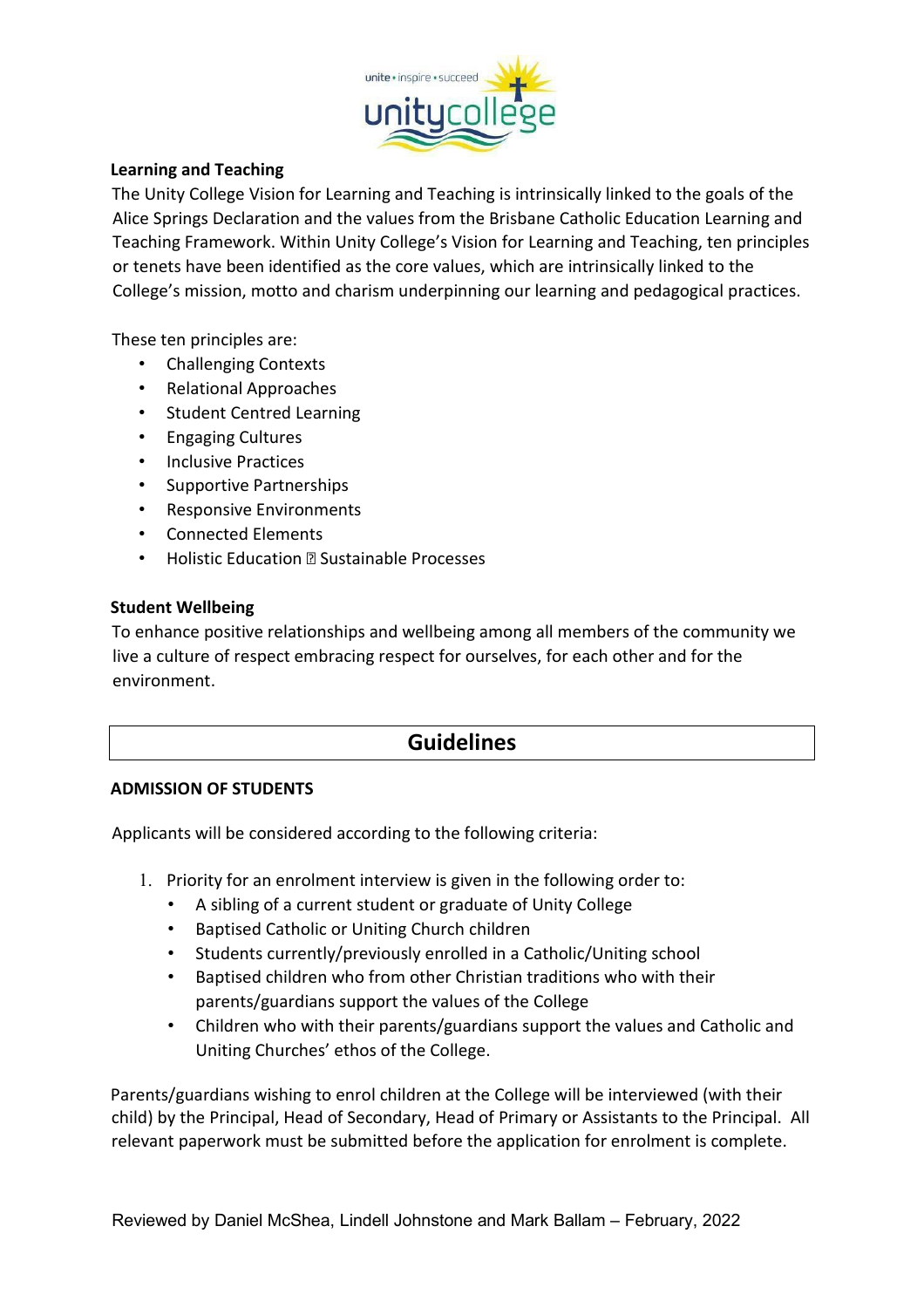**Learning and Teaching**

The Unity College Vision for Learning and Teaching is intrinsically linked to the goals of the Alice Springs Declaration and the values from the Brisbane Catholic Education Learning and Teaching Framework. Within Unity College's Vision for Learning and Teaching, ten principles or tenets have been identified as the core values, which are intrinsically linked to the College's mission, motto and charism underpinning our learning and pedagogical practices.

These ten principles are:

- Challenging Contexts
- Relational Approaches
- Student Centred Learning
- Engaging Cultures
- Inclusive Practices
- Supportive Partnerships
- Responsive Environments
- Connected Elements
- Holistic Education  Sustainable Processes

**Student Wellbeing**

To enhance positive relationships and wellbeing among all members of the community we live a culture of respect embracing respect for ourselves, for each other and for the environment.

## Guidelines

**ADMISSION OF STUDENTS**

Applicants will be considered according to the following criteria:

1. Priority for an enrolment interview is given in the following order to:
   - A sibling of a current student or graduate of Unity College
   - Baptised Catholic or Uniting Church children
   - Students currently/previously enrolled in a Catholic/Uniting school
   - Baptised children who from other Christian traditions who with their parents/guardians support the values of the College
   - Children who with their parents/guardians support the values and Catholic and Uniting Churches' ethos of the College.

Parents/guardians wishing to enrol children at the College will be interviewed (with their child) by the Principal, Head of Secondary, Head of Primary or Assistants to the Principal. All relevant paperwork must be submitted before the application for enrolment is complete.

Reviewed by Daniel McShea, Lindell Johnstone and Mark Ballam – February, 2022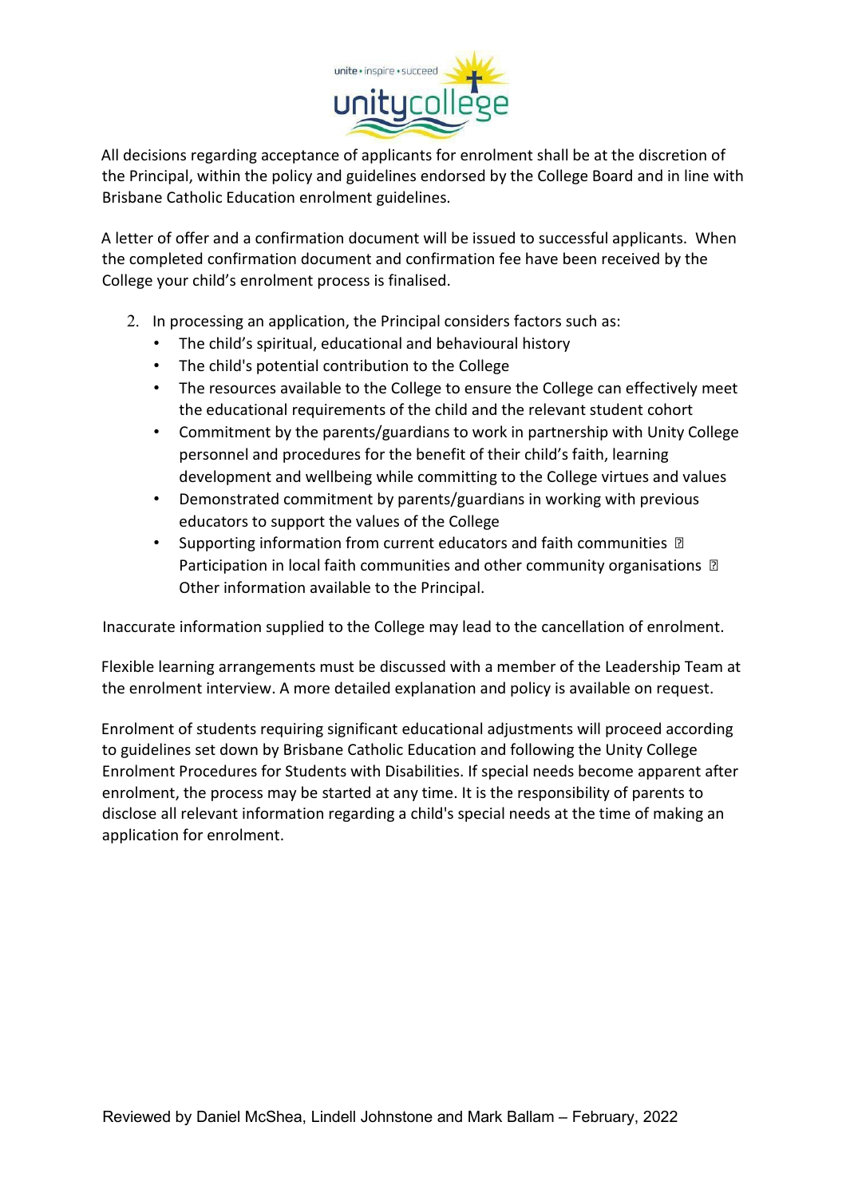All decisions regarding acceptance of applicants for enrolment shall be at the discretion of the Principal, within the policy and guidelines endorsed by the College Board and in line with Brisbane Catholic Education enrolment guidelines.

A letter of offer and a confirmation document will be issued to successful applicants. When the completed confirmation document and confirmation fee have been received by the College your child's enrolment process is finalised.

2. In processing an application, the Principal considers factors such as:
   - The child's spiritual, educational and behavioural history
   - The child's potential contribution to the College
   - The resources available to the College to ensure the College can effectively meet the educational requirements of the child and the relevant student cohort
   - Commitment by the parents/guardians to work in partnership with Unity College personnel and procedures for the benefit of their child's faith, learning development and wellbeing while committing to the College virtues and values
   - Demonstrated commitment by parents/guardians in working with previous educators to support the values of the College
   - Supporting information from current educators and faith communities
   - Participation in local faith communities and other community organisations
   - Other information available to the Principal.

Inaccurate information supplied to the College may lead to the cancellation of enrolment.

Flexible learning arrangements must be discussed with a member of the Leadership Team at the enrolment interview. A more detailed explanation and policy is available on request.

Enrolment of students requiring significant educational adjustments will proceed according to guidelines set down by Brisbane Catholic Education and following the Unity College Enrolment Procedures for Students with Disabilities. If special needs become apparent after enrolment, the process may be started at any time. It is the responsibility of parents to disclose all relevant information regarding a child's special needs at the time of making an application for enrolment.

Reviewed by Daniel McShea, Lindell Johnstone and Mark Ballam – February, 2022